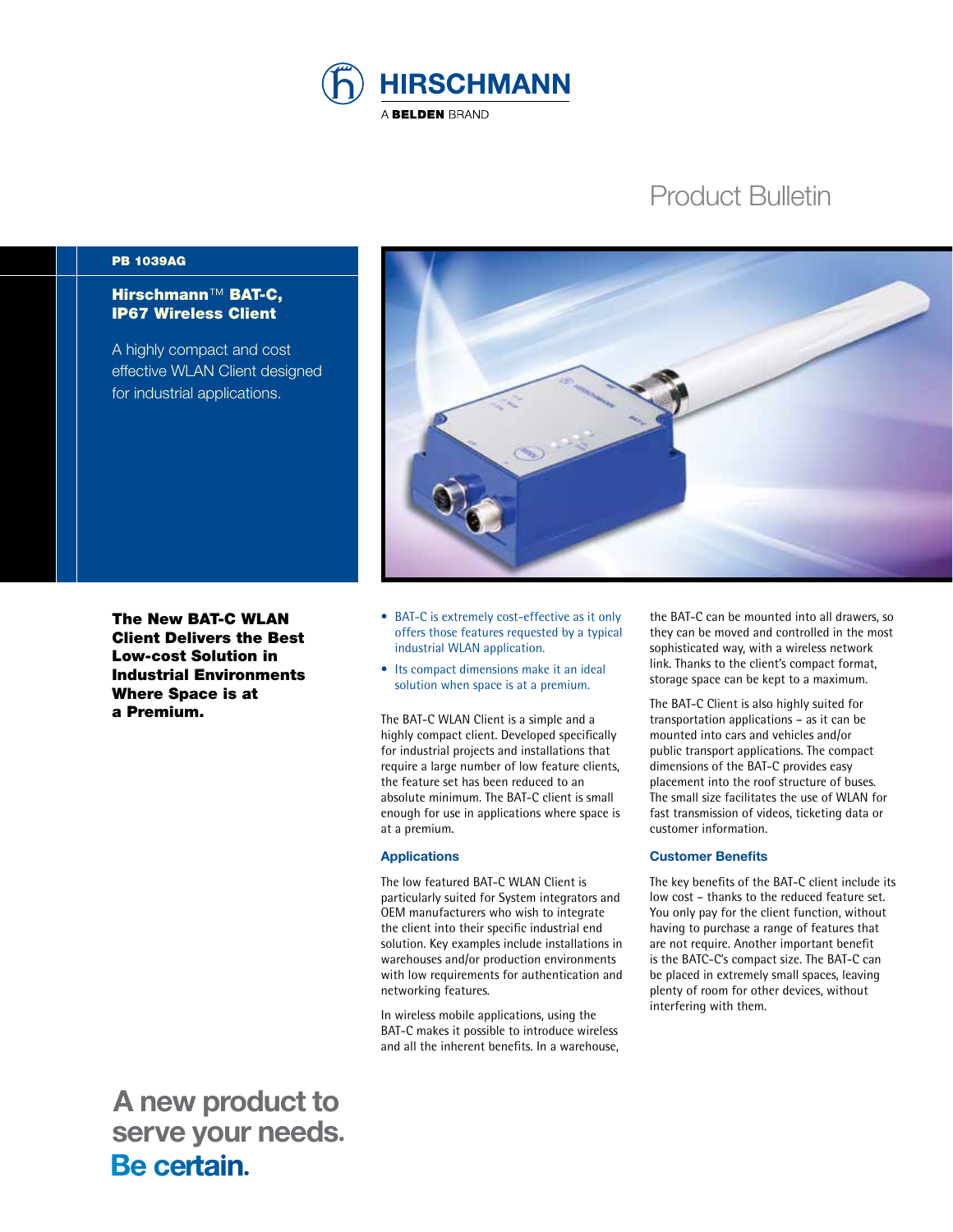HIRSCHMANN

A BELDEN BRAND

# Product Bulletin

PB 1039AG

## Hirschmann™ BAT-C, IP67 Wireless Client

A highly compact and cost effective WLAN Client designed for industrial applications.

### The New BAT-C WLAN Client Delivers the Best Low-cost Solution in Industrial Environments Where Space is at a Premium.

- BAT-C is extremely cost-effective as it only offers those features requested by a typical industrial WLAN application.
- Its compact dimensions make it an ideal solution when space is at a premium.

The BAT-C WLAN Client is a simple and a highly compact client. Developed specifically for industrial projects and installations that require a large number of low feature clients, the feature set has been reduced to an absolute minimum. The BAT-C client is small enough for use in applications where space is at a premium.

### Applications

The low featured BAT-C WLAN Client is particularly suited for System integrators and OEM manufacturers who wish to integrate the client into their specific industrial end solution. Key examples include installations in warehouses and/or production environments with low requirements for authentication and networking features.

In wireless mobile applications, using the BAT-C makes it possible to introduce wireless and all the inherent benefits. In a warehouse, the BAT-C can be mounted into all drawers, so they can be moved and controlled in the most sophisticated way, with a wireless network link. Thanks to the client's compact format, storage space can be kept to a maximum.

The BAT-C Client is also highly suited for transportation applications – as it can be mounted into cars and vehicles and/or public transport applications. The compact dimensions of the BAT-C provides easy placement into the roof structure of buses. The small size facilitates the use of WLAN for fast transmission of videos, ticketing data or customer information.

### Customer Benefits

The key benefits of the BAT-C client include its low cost – thanks to the reduced feature set. You only pay for the client function, without having to purchase a range of features that are not require. Another important benefit is the BATC-C's compact size. The BAT-C can be placed in extremely small spaces, leaving plenty of room for other devices, without interfering with them.

**A new product to serve your needs.**
**Be certain.**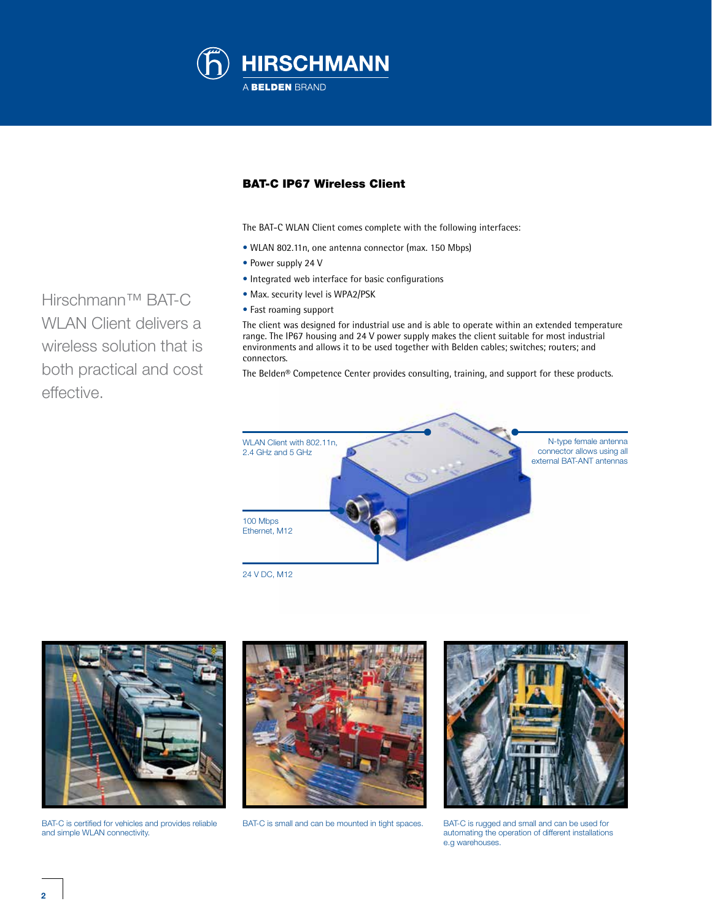## BAT-C IP67 Wireless Client

Hirschmann™ BAT-C WLAN Client delivers a wireless solution that is both practical and cost effective.

The BAT-C WLAN Client comes complete with the following interfaces:

- WLAN 802.11n, one antenna connector (max. 150 Mbps)
- Power supply 24 V
- Integrated web interface for basic configurations
- Max. security level is WPA2/PSK
- Fast roaming support

The client was designed for industrial use and is able to operate within an extended temperature range. The IP67 housing and 24 V power supply makes the client suitable for most industrial environments and allows it to be used together with Belden cables; switches; routers; and connectors.

The Belden® Competence Center provides consulting, training, and support for these products.

WLAN Client with 802.11n, 2.4 GHz and 5 GHz

N-type female antenna connector allows using all external BAT-ANT antennas

100 Mbps Ethernet, M12

24 V DC, M12

BAT-C is certified for vehicles and provides reliable and simple WLAN connectivity.

BAT-C is small and can be mounted in tight spaces.

BAT-C is rugged and small and can be used for automating the operation of different installations e.g warehouses.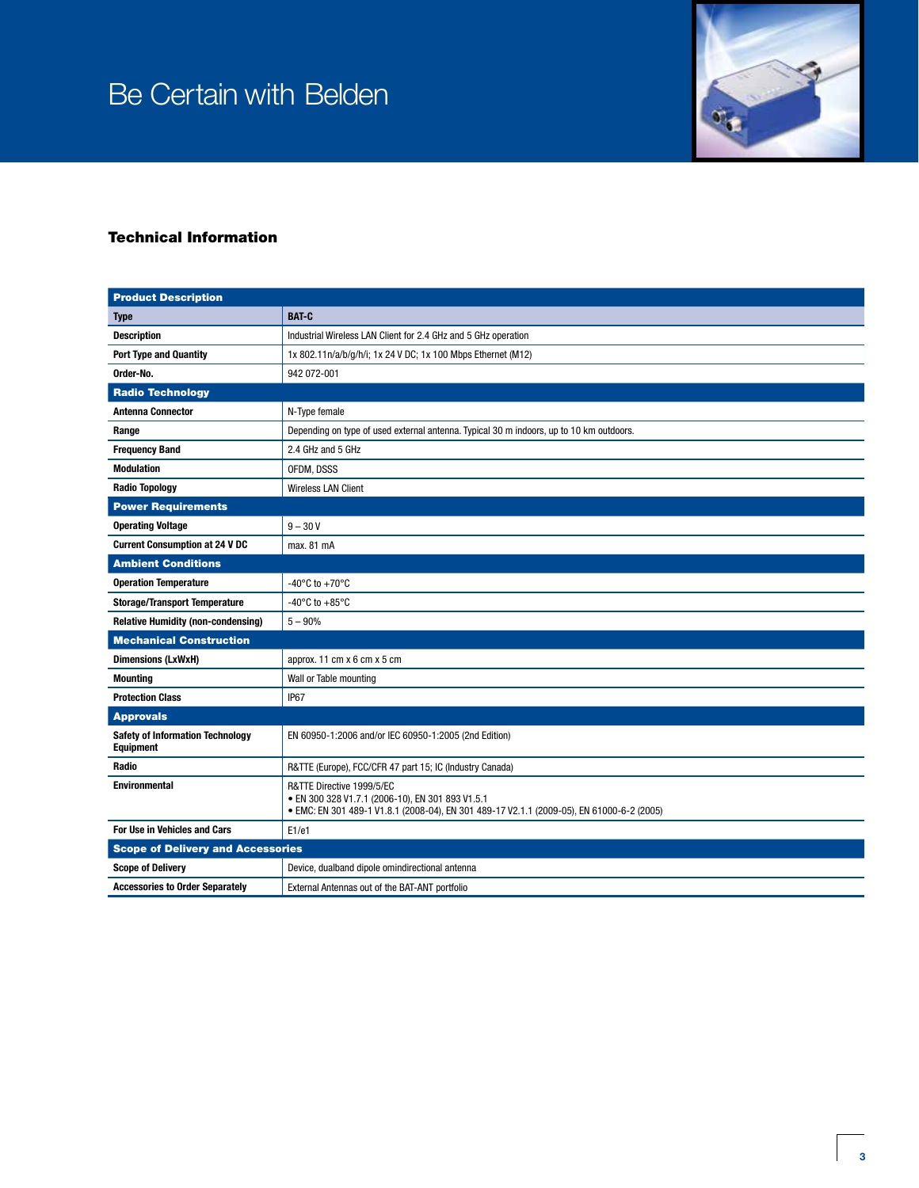# Be Certain with Belden

## Technical Information

| **Product Description** | |
|---|---|
| **Type** | **BAT-C** |
| **Description** | Industrial Wireless LAN Client for 2.4 GHz and 5 GHz operation |
| **Port Type and Quantity** | 1x 802.11n/a/b/g/h/i; 1x 24 V DC; 1x 100 Mbps Ethernet (M12) |
| **Order-No.** | 942 072-001 |
| **Radio Technology** | |
| **Antenna Connector** | N-Type female |
| **Range** | Depending on type of used external antenna. Typical 30 m indoors, up to 10 km outdoors. |
| **Frequency Band** | 2.4 GHz and 5 GHz |
| **Modulation** | OFDM, DSSS |
| **Radio Topology** | Wireless LAN Client |
| **Power Requirements** | |
| **Operating Voltage** | 9 – 30 V |
| **Current Consumption at 24 V DC** | max. 81 mA |
| **Ambient Conditions** | |
| **Operation Temperature** | -40°C to +70°C |
| **Storage/Transport Temperature** | -40°C to +85°C |
| **Relative Humidity (non-condensing)** | 5 – 90% |
| **Mechanical Construction** | |
| **Dimensions (LxWxH)** | approx. 11 cm x 6 cm x 5 cm |
| **Mounting** | Wall or Table mounting |
| **Protection Class** | IP67 |
| **Approvals** | |
| **Safety of Information Technology Equipment** | EN 60950-1:2006 and/or IEC 60950-1:2005 (2nd Edition) |
| **Radio** | R&TTE (Europe), FCC/CFR 47 part 15; IC (Industry Canada) |
| **Environmental** | R&TTE Directive 1999/5/EC<br>• EN 300 328 V1.7.1 (2006-10), EN 301 893 V1.5.1<br>• EMC: EN 301 489-1 V1.8.1 (2008-04), EN 301 489-17 V2.1.1 (2009-05), EN 61000-6-2 (2005) |
| **For Use in Vehicles and Cars** | E1/e1 |
| **Scope of Delivery and Accessories** | |
| **Scope of Delivery** | Device, dualband dipole omindirectional antenna |
| **Accessories to Order Separately** | External Antennas out of the BAT-ANT portfolio |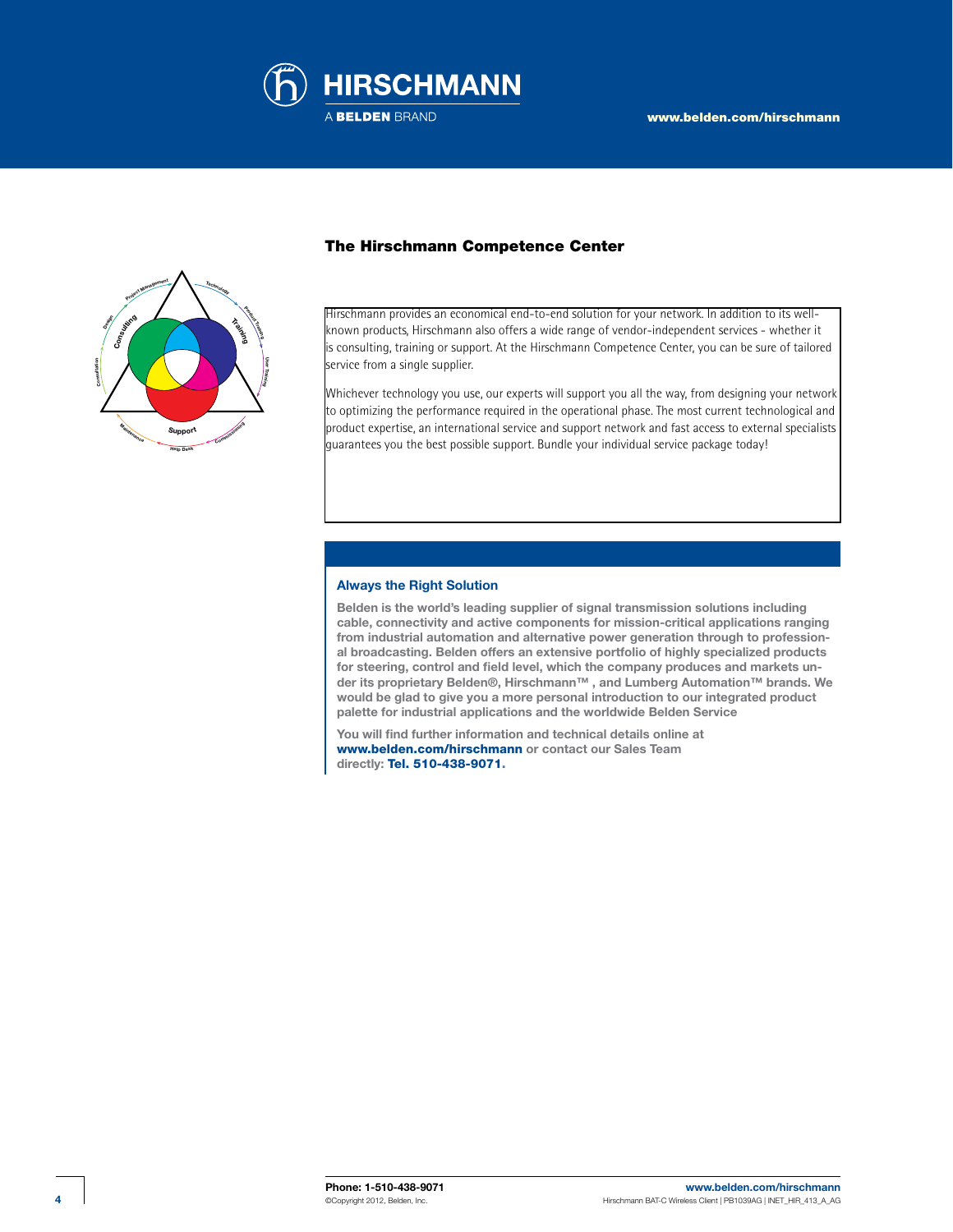## The Hirschmann Competence Center

Hirschmann provides an economical end-to-end solution for your network. In addition to its well-known products, Hirschmann also offers a wide range of vendor-independent services - whether it is consulting, training or support. At the Hirschmann Competence Center, you can be sure of tailored service from a single supplier.

Whichever technology you use, our experts will support you all the way, from designing your network to optimizing the performance required in the operational phase. The most current technological and product expertise, an international service and support network and fast access to external specialists guarantees you the best possible support. Bundle your individual service package today!

### Always the Right Solution

**Belden is the world's leading supplier of signal transmission solutions including cable, connectivity and active components for mission-critical applications ranging from industrial automation and alternative power generation through to professional broadcasting. Belden offers an extensive portfolio of highly specialized products for steering, control and field level, which the company produces and markets under its proprietary Belden®, Hirschmann™ , and Lumberg Automation™ brands. We would be glad to give you a more personal introduction to our integrated product palette for industrial applications and the worldwide Belden Service**

**You will find further information and technical details online at www.belden.com/hirschmann or contact our Sales Team directly: Tel. 510-438-9071.**

Phone: 1-510-438-9071

©Copyright 2012, Belden, Inc.

www.belden.com/hirschmann

Hirschmann BAT-C Wireless Client | PB1039AG | INET_HIR_413_A_AG